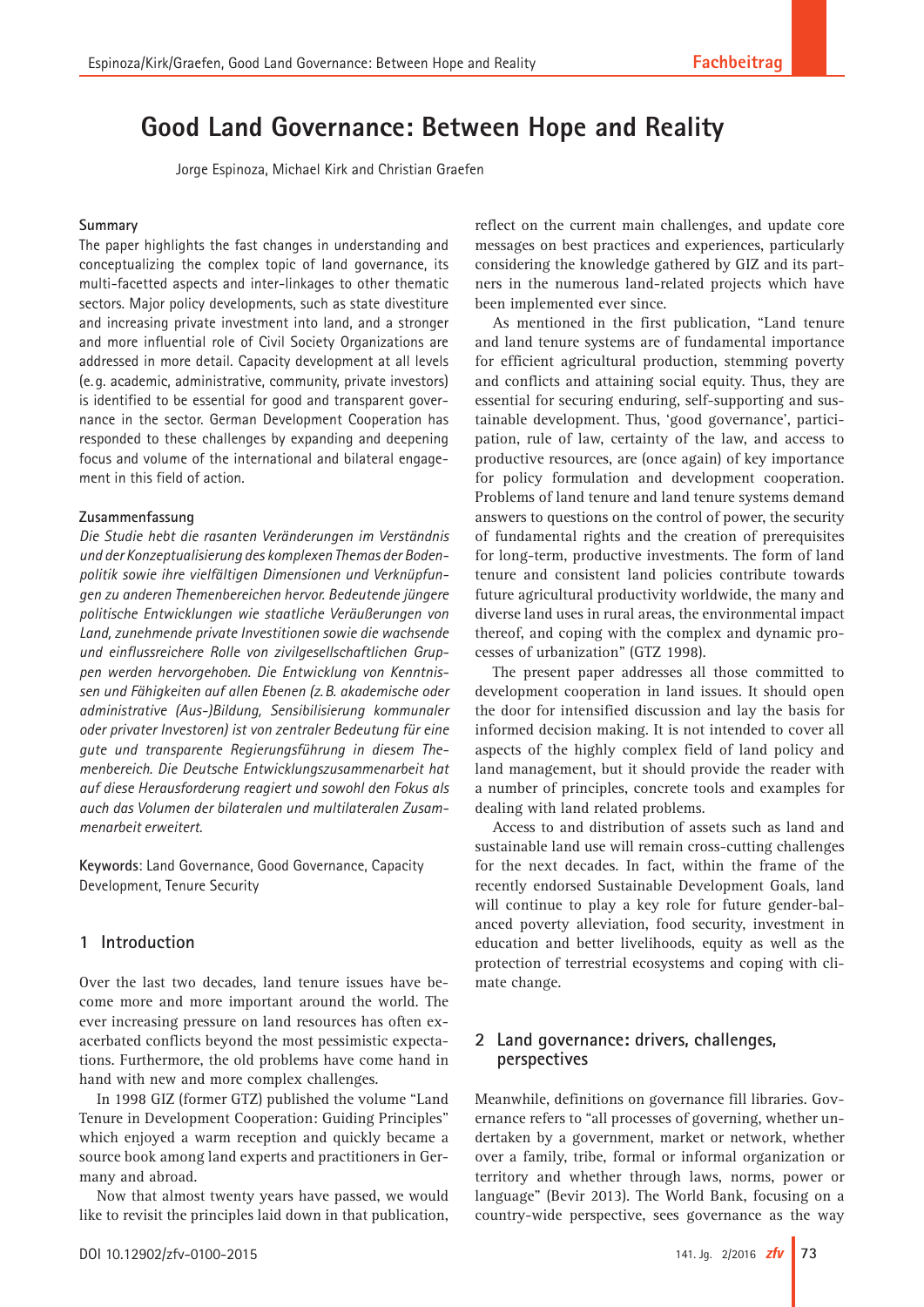# Good Land Governance: Between Hope and Reality

Jorge Espinoza, Michael Kirk and Christian Graefen

**Summary**

The paper highlights the fast changes in understanding and conceptualizing the complex topic of land governance, its multi-facetted aspects and inter-linkages to other thematic sectors. Major policy developments, such as state divestiture and increasing private investment into land, and a stronger and more influential role of Civil Society Organizations are addressed in more detail. Capacity development at all levels (e.g. academic, administrative, community, private investors) is identified to be essential for good and transparent governance in the sector. German Development Cooperation has responded to these challenges by expanding and deepening focus and volume of the international and bilateral engagement in this field of action.

**Zusammenfassung**

*Die Studie hebt die rasanten Veränderungen im Verständnis und der Konzeptualisierung des komplexen Themas der Bodenpolitik sowie ihre vielfältigen Dimensionen und Verknüpfungen zu anderen Themenbereichen hervor. Bedeutende jüngere politische Entwicklungen wie staatliche Veräußerungen von Land, zunehmende private Investitionen sowie die wachsende und einflussreichere Rolle von zivilgesellschaftlichen Gruppen werden hervorgehoben. Die Entwicklung von Kenntnissen und Fähigkeiten auf allen Ebenen (z.B. akademische oder administrative (Aus-)Bildung, Sensibilisierung kommunaler oder privater Investoren) ist von zentraler Bedeutung für eine gute und transparente Regierungsführung in diesem Themenbereich. Die Deutsche Entwicklungszusammenarbeit hat auf diese Herausforderung reagiert und sowohl den Fokus als auch das Volumen der bilateralen und multilateralen Zusammenarbeit erweitert.*

**Keywords**: Land Governance, Good Governance, Capacity Development, Tenure Security

## 1 Introduction

Over the last two decades, land tenure issues have become more and more important around the world. The ever increasing pressure on land resources has often exacerbated conflicts beyond the most pessimistic expectations. Furthermore, the old problems have come hand in hand with new and more complex challenges.

In 1998 GIZ (former GTZ) published the volume "Land Tenure in Development Cooperation: Guiding Principles" which enjoyed a warm reception and quickly became a source book among land experts and practitioners in Germany and abroad.

Now that almost twenty years have passed, we would like to revisit the principles laid down in that publication, reflect on the current main challenges, and update core messages on best practices and experiences, particularly considering the knowledge gathered by GIZ and its partners in the numerous land-related projects which have been implemented ever since.

As mentioned in the first publication, "Land tenure and land tenure systems are of fundamental importance for efficient agricultural production, stemming poverty and conflicts and attaining social equity. Thus, they are essential for securing enduring, self-supporting and sustainable development. Thus, 'good governance', participation, rule of law, certainty of the law, and access to productive resources, are (once again) of key importance for policy formulation and development cooperation. Problems of land tenure and land tenure systems demand answers to questions on the control of power, the security of fundamental rights and the creation of prerequisites for long-term, productive investments. The form of land tenure and consistent land policies contribute towards future agricultural productivity worldwide, the many and diverse land uses in rural areas, the environmental impact thereof, and coping with the complex and dynamic processes of urbanization" (GTZ 1998).

The present paper addresses all those committed to development cooperation in land issues. It should open the door for intensified discussion and lay the basis for informed decision making. It is not intended to cover all aspects of the highly complex field of land policy and land management, but it should provide the reader with a number of principles, concrete tools and examples for dealing with land related problems.

Access to and distribution of assets such as land and sustainable land use will remain cross-cutting challenges for the next decades. In fact, within the frame of the recently endorsed Sustainable Development Goals, land will continue to play a key role for future gender-balanced poverty alleviation, food security, investment in education and better livelihoods, equity as well as the protection of terrestrial ecosystems and coping with climate change.

## 2 Land governance: drivers, challenges, perspectives

Meanwhile, definitions on governance fill libraries. Governance refers to "all processes of governing, whether undertaken by a government, market or network, whether over a family, tribe, formal or informal organization or territory and whether through laws, norms, power or language" (Bevir 2013). The World Bank, focusing on a country-wide perspective, sees governance as the way

DOI 10.12902/zfv-0100-2015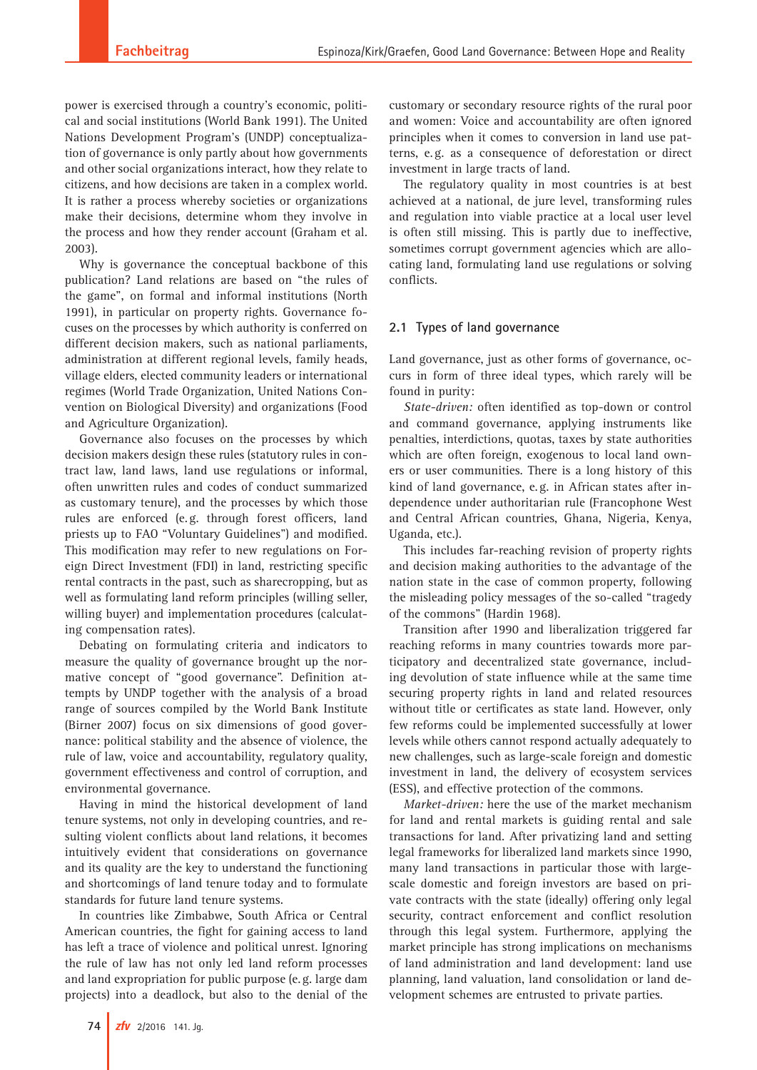power is exercised through a country's economic, political and social institutions (World Bank 1991). The United Nations Development Program's (UNDP) conceptualization of governance is only partly about how governments and other social organizations interact, how they relate to citizens, and how decisions are taken in a complex world. It is rather a process whereby societies or organizations make their decisions, determine whom they involve in the process and how they render account (Graham et al. 2003).

Why is governance the conceptual backbone of this publication? Land relations are based on "the rules of the game", on formal and informal institutions (North 1991), in particular on property rights. Governance focuses on the processes by which authority is conferred on different decision makers, such as national parliaments, administration at different regional levels, family heads, village elders, elected community leaders or international regimes (World Trade Organization, United Nations Convention on Biological Diversity) and organizations (Food and Agriculture Organization).

Governance also focuses on the processes by which decision makers design these rules (statutory rules in contract law, land laws, land use regulations or informal, often unwritten rules and codes of conduct summarized as customary tenure), and the processes by which those rules are enforced (e. g. through forest officers, land priests up to FAO "Voluntary Guidelines") and modified. This modification may refer to new regulations on Foreign Direct Investment (FDI) in land, restricting specific rental contracts in the past, such as sharecropping, but as well as formulating land reform principles (willing seller, willing buyer) and implementation procedures (calculating compensation rates).

Debating on formulating criteria and indicators to measure the quality of governance brought up the normative concept of "good governance". Definition attempts by UNDP together with the analysis of a broad range of sources compiled by the World Bank Institute (Birner 2007) focus on six dimensions of good governance: political stability and the absence of violence, the rule of law, voice and accountability, regulatory quality, government effectiveness and control of corruption, and environmental governance.

Having in mind the historical development of land tenure systems, not only in developing countries, and resulting violent conflicts about land relations, it becomes intuitively evident that considerations on governance and its quality are the key to understand the functioning and shortcomings of land tenure today and to formulate standards for future land tenure systems.

In countries like Zimbabwe, South Africa or Central American countries, the fight for gaining access to land has left a trace of violence and political unrest. Ignoring the rule of law has not only led land reform processes and land expropriation for public purpose (e. g. large dam projects) into a deadlock, but also to the denial of the customary or secondary resource rights of the rural poor and women: Voice and accountability are often ignored principles when it comes to conversion in land use patterns, e. g. as a consequence of deforestation or direct investment in large tracts of land.

The regulatory quality in most countries is at best achieved at a national, de jure level, transforming rules and regulation into viable practice at a local user level is often still missing. This is partly due to ineffective, sometimes corrupt government agencies which are allocating land, formulating land use regulations or solving conflicts.

## 2.1 Types of land governance

Land governance, just as other forms of governance, occurs in form of three ideal types, which rarely will be found in purity:

*State-driven:* often identified as top-down or control and command governance, applying instruments like penalties, interdictions, quotas, taxes by state authorities which are often foreign, exogenous to local land owners or user communities. There is a long history of this kind of land governance, e. g. in African states after independence under authoritarian rule (Francophone West and Central African countries, Ghana, Nigeria, Kenya, Uganda, etc.).

This includes far-reaching revision of property rights and decision making authorities to the advantage of the nation state in the case of common property, following the misleading policy messages of the so-called "tragedy of the commons" (Hardin 1968).

Transition after 1990 and liberalization triggered far reaching reforms in many countries towards more participatory and decentralized state governance, including devolution of state influence while at the same time securing property rights in land and related resources without title or certificates as state land. However, only few reforms could be implemented successfully at lower levels while others cannot respond actually adequately to new challenges, such as large-scale foreign and domestic investment in land, the delivery of ecosystem services (ESS), and effective protection of the commons.

*Market-driven:* here the use of the market mechanism for land and rental markets is guiding rental and sale transactions for land. After privatizing land and setting legal frameworks for liberalized land markets since 1990, many land transactions in particular those with large-scale domestic and foreign investors are based on private contracts with the state (ideally) offering only legal security, contract enforcement and conflict resolution through this legal system. Furthermore, applying the market principle has strong implications on mechanisms of land administration and land development: land use planning, land valuation, land consolidation or land development schemes are entrusted to private parties.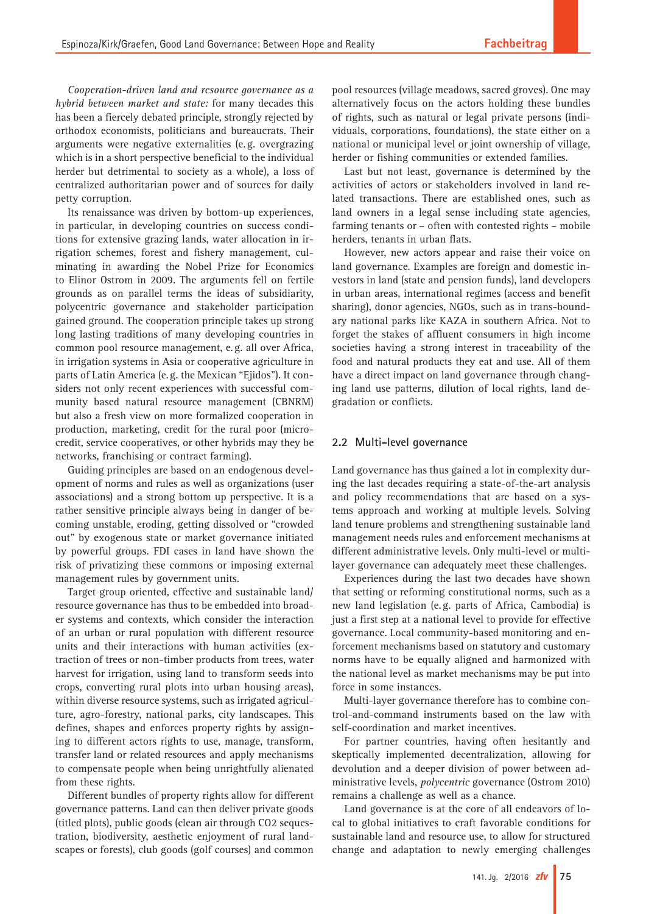*Cooperation-driven land and resource governance as a hybrid between market and state:* for many decades this has been a fiercely debated principle, strongly rejected by orthodox economists, politicians and bureaucrats. Their arguments were negative externalities (e.g. overgrazing which is in a short perspective beneficial to the individual herder but detrimental to society as a whole), a loss of centralized authoritarian power and of sources for daily petty corruption.

Its renaissance was driven by bottom-up experiences, in particular, in developing countries on success conditions for extensive grazing lands, water allocation in irrigation schemes, forest and fishery management, culminating in awarding the Nobel Prize for Economics to Elinor Ostrom in 2009. The arguments fell on fertile grounds as on parallel terms the ideas of subsidiarity, polycentric governance and stakeholder participation gained ground. The cooperation principle takes up strong long lasting traditions of many developing countries in common pool resource management, e.g. all over Africa, in irrigation systems in Asia or cooperative agriculture in parts of Latin America (e.g. the Mexican "Ejidos"). It considers not only recent experiences with successful community based natural resource management (CBNRM) but also a fresh view on more formalized cooperation in production, marketing, credit for the rural poor (micro-credit, service cooperatives, or other hybrids may they be networks, franchising or contract farming).

Guiding principles are based on an endogenous development of norms and rules as well as organizations (user associations) and a strong bottom up perspective. It is a rather sensitive principle always being in danger of becoming unstable, eroding, getting dissolved or "crowded out" by exogenous state or market governance initiated by powerful groups. FDI cases in land have shown the risk of privatizing these commons or imposing external management rules by government units.

Target group oriented, effective and sustainable land/resource governance has thus to be embedded into broader systems and contexts, which consider the interaction of an urban or rural population with different resource units and their interactions with human activities (extraction of trees or non-timber products from trees, water harvest for irrigation, using land to transform seeds into crops, converting rural plots into urban housing areas), within diverse resource systems, such as irrigated agriculture, agro-forestry, national parks, city landscapes. This defines, shapes and enforces property rights by assigning to different actors rights to use, manage, transform, transfer land or related resources and apply mechanisms to compensate people when being unrightfully alienated from these rights.

Different bundles of property rights allow for different governance patterns. Land can then deliver private goods (titled plots), public goods (clean air through CO2 sequestration, biodiversity, aesthetic enjoyment of rural landscapes or forests), club goods (golf courses) and common pool resources (village meadows, sacred groves). One may alternatively focus on the actors holding these bundles of rights, such as natural or legal private persons (individuals, corporations, foundations), the state either on a national or municipal level or joint ownership of village, herder or fishing communities or extended families.

Last but not least, governance is determined by the activities of actors or stakeholders involved in land related transactions. There are established ones, such as land owners in a legal sense including state agencies, farming tenants or – often with contested rights – mobile herders, tenants in urban flats.

However, new actors appear and raise their voice on land governance. Examples are foreign and domestic investors in land (state and pension funds), land developers in urban areas, international regimes (access and benefit sharing), donor agencies, NGOs, such as in trans-boundary national parks like KAZA in southern Africa. Not to forget the stakes of affluent consumers in high income societies having a strong interest in traceability of the food and natural products they eat and use. All of them have a direct impact on land governance through changing land use patterns, dilution of local rights, land degradation or conflicts.

## 2.2 Multi-level governance

Land governance has thus gained a lot in complexity during the last decades requiring a state-of-the-art analysis and policy recommendations that are based on a systems approach and working at multiple levels. Solving land tenure problems and strengthening sustainable land management needs rules and enforcement mechanisms at different administrative levels. Only multi-level or multi-layer governance can adequately meet these challenges.

Experiences during the last two decades have shown that setting or reforming constitutional norms, such as a new land legislation (e.g. parts of Africa, Cambodia) is just a first step at a national level to provide for effective governance. Local community-based monitoring and enforcement mechanisms based on statutory and customary norms have to be equally aligned and harmonized with the national level as market mechanisms may be put into force in some instances.

Multi-layer governance therefore has to combine control-and-command instruments based on the law with self-coordination and market incentives.

For partner countries, having often hesitantly and skeptically implemented decentralization, allowing for devolution and a deeper division of power between administrative levels, *polycentric* governance (Ostrom 2010) remains a challenge as well as a chance.

Land governance is at the core of all endeavors of local to global initiatives to craft favorable conditions for sustainable land and resource use, to allow for structured change and adaptation to newly emerging challenges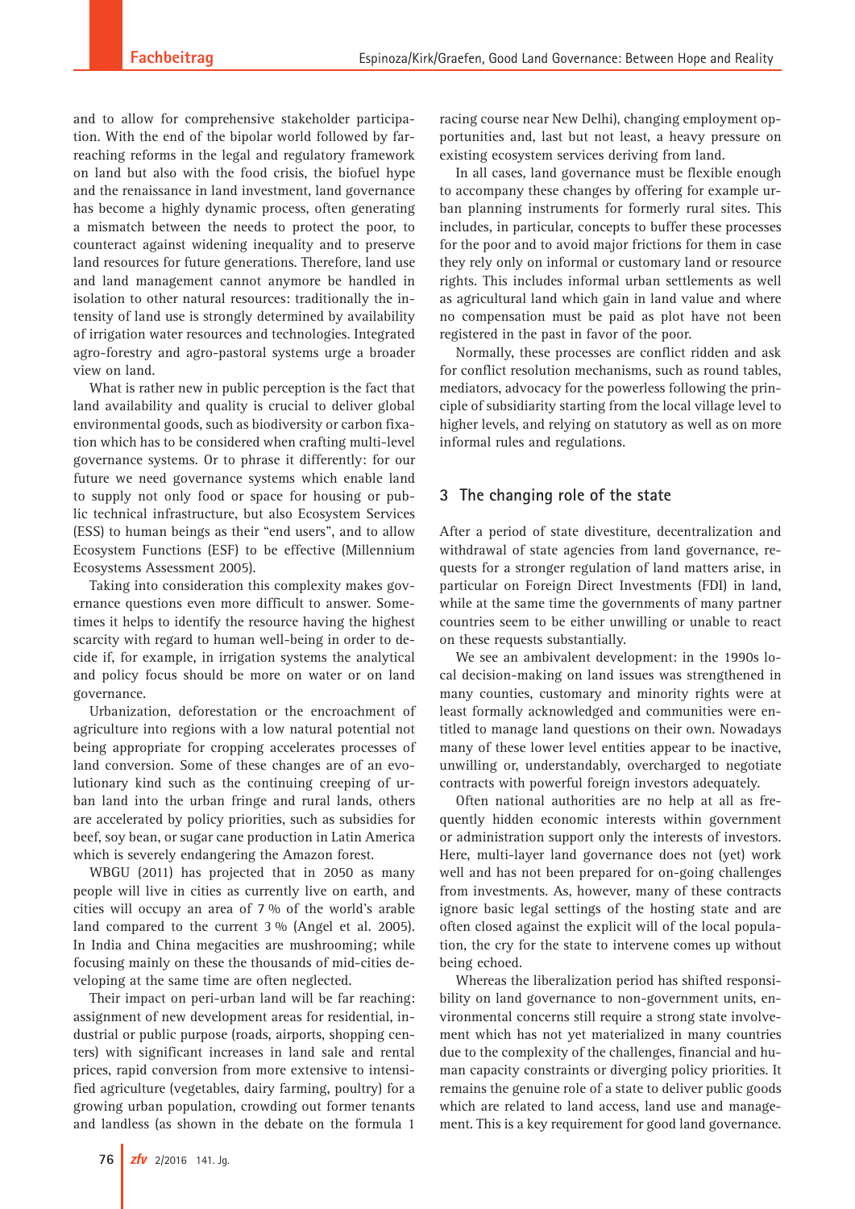and to allow for comprehensive stakeholder participation. With the end of the bipolar world followed by far-reaching reforms in the legal and regulatory framework on land but also with the food crisis, the biofuel hype and the renaissance in land investment, land governance has become a highly dynamic process, often generating a mismatch between the needs to protect the poor, to counteract against widening inequality and to preserve land resources for future generations. Therefore, land use and land management cannot anymore be handled in isolation to other natural resources: traditionally the intensity of land use is strongly determined by availability of irrigation water resources and technologies. Integrated agro-forestry and agro-pastoral systems urge a broader view on land.

What is rather new in public perception is the fact that land availability and quality is crucial to deliver global environmental goods, such as biodiversity or carbon fixation which has to be considered when crafting multi-level governance systems. Or to phrase it differently: for our future we need governance systems which enable land to supply not only food or space for housing or public technical infrastructure, but also Ecosystem Services (ESS) to human beings as their "end users", and to allow Ecosystem Functions (ESF) to be effective (Millennium Ecosystems Assessment 2005).

Taking into consideration this complexity makes governance questions even more difficult to answer. Sometimes it helps to identify the resource having the highest scarcity with regard to human well-being in order to decide if, for example, in irrigation systems the analytical and policy focus should be more on water or on land governance.

Urbanization, deforestation or the encroachment of agriculture into regions with a low natural potential not being appropriate for cropping accelerates processes of land conversion. Some of these changes are of an evolutionary kind such as the continuing creeping of urban land into the urban fringe and rural lands, others are accelerated by policy priorities, such as subsidies for beef, soy bean, or sugar cane production in Latin America which is severely endangering the Amazon forest.

WBGU (2011) has projected that in 2050 as many people will live in cities as currently live on earth, and cities will occupy an area of 7 % of the world's arable land compared to the current 3 % (Angel et al. 2005). In India and China megacities are mushrooming; while focusing mainly on these the thousands of mid-cities developing at the same time are often neglected.

Their impact on peri-urban land will be far reaching: assignment of new development areas for residential, industrial or public purpose (roads, airports, shopping centers) with significant increases in land sale and rental prices, rapid conversion from more extensive to intensified agriculture (vegetables, dairy farming, poultry) for a growing urban population, crowding out former tenants and landless (as shown in the debate on the formula 1 racing course near New Delhi), changing employment opportunities and, last but not least, a heavy pressure on existing ecosystem services deriving from land.

In all cases, land governance must be flexible enough to accompany these changes by offering for example urban planning instruments for formerly rural sites. This includes, in particular, concepts to buffer these processes for the poor and to avoid major frictions for them in case they rely only on informal or customary land or resource rights. This includes informal urban settlements as well as agricultural land which gain in land value and where no compensation must be paid as plot have not been registered in the past in favor of the poor.

Normally, these processes are conflict ridden and ask for conflict resolution mechanisms, such as round tables, mediators, advocacy for the powerless following the principle of subsidiarity starting from the local village level to higher levels, and relying on statutory as well as on more informal rules and regulations.

## 3 The changing role of the state

After a period of state divestiture, decentralization and withdrawal of state agencies from land governance, requests for a stronger regulation of land matters arise, in particular on Foreign Direct Investments (FDI) in land, while at the same time the governments of many partner countries seem to be either unwilling or unable to react on these requests substantially.

We see an ambivalent development: in the 1990s local decision-making on land issues was strengthened in many counties, customary and minority rights were at least formally acknowledged and communities were entitled to manage land questions on their own. Nowadays many of these lower level entities appear to be inactive, unwilling or, understandably, overcharged to negotiate contracts with powerful foreign investors adequately.

Often national authorities are no help at all as frequently hidden economic interests within government or administration support only the interests of investors. Here, multi-layer land governance does not (yet) work well and has not been prepared for on-going challenges from investments. As, however, many of these contracts ignore basic legal settings of the hosting state and are often closed against the explicit will of the local population, the cry for the state to intervene comes up without being echoed.

Whereas the liberalization period has shifted responsibility on land governance to non-government units, environmental concerns still require a strong state involvement which has not yet materialized in many countries due to the complexity of the challenges, financial and human capacity constraints or diverging policy priorities. It remains the genuine role of a state to deliver public goods which are related to land access, land use and management. This is a key requirement for good land governance.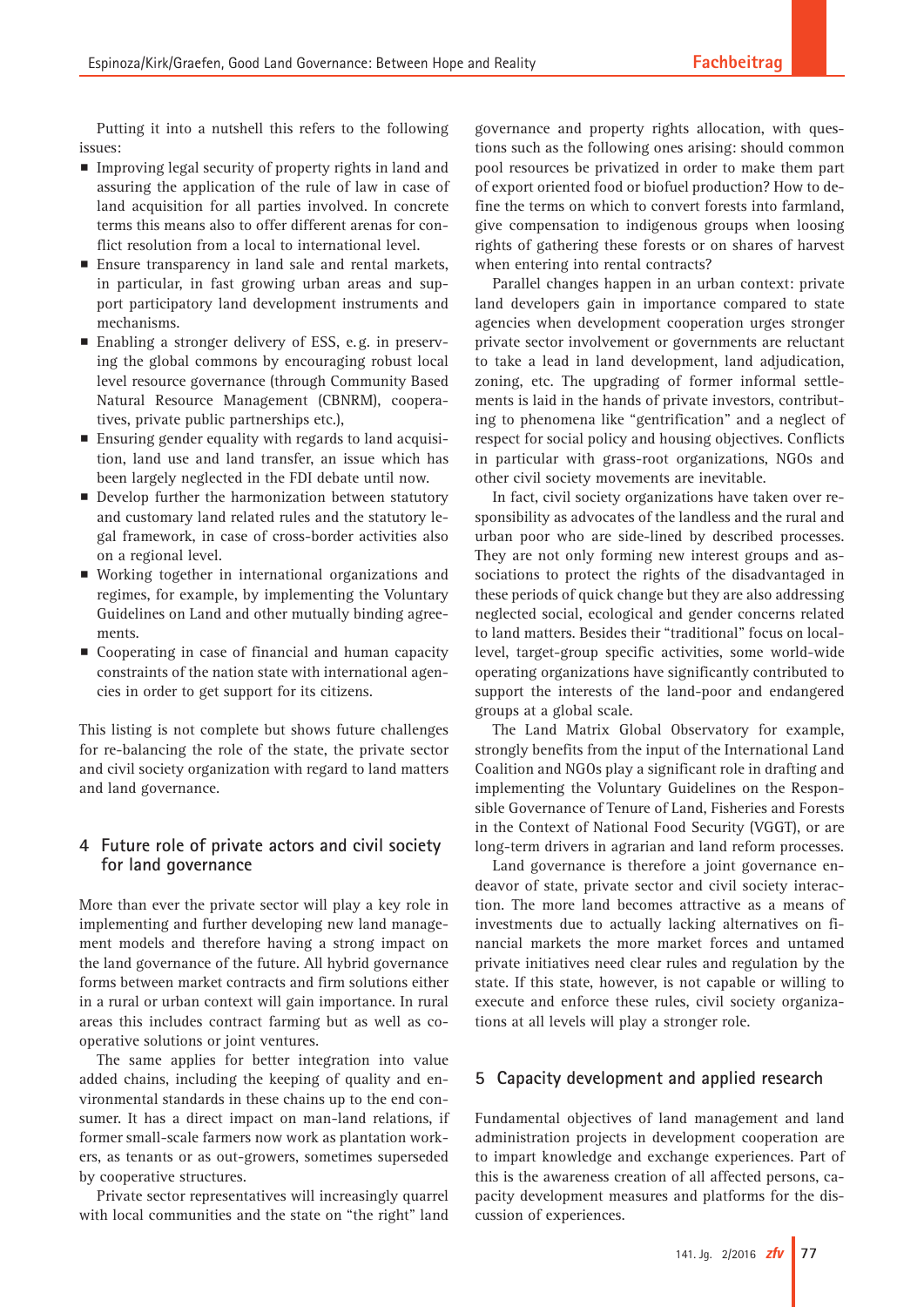Putting it into a nutshell this refers to the following issues:

- Improving legal security of property rights in land and assuring the application of the rule of law in case of land acquisition for all parties involved. In concrete terms this means also to offer different arenas for conflict resolution from a local to international level.
- Ensure transparency in land sale and rental markets, in particular, in fast growing urban areas and support participatory land development instruments and mechanisms.
- Enabling a stronger delivery of ESS, e.g. in preserving the global commons by encouraging robust local level resource governance (through Community Based Natural Resource Management (CBNRM), cooperatives, private public partnerships etc.),
- Ensuring gender equality with regards to land acquisition, land use and land transfer, an issue which has been largely neglected in the FDI debate until now.
- Develop further the harmonization between statutory and customary land related rules and the statutory legal framework, in case of cross-border activities also on a regional level.
- Working together in international organizations and regimes, for example, by implementing the Voluntary Guidelines on Land and other mutually binding agreements.
- Cooperating in case of financial and human capacity constraints of the nation state with international agencies in order to get support for its citizens.

This listing is not complete but shows future challenges for re-balancing the role of the state, the private sector and civil society organization with regard to land matters and land governance.

## 4 Future role of private actors and civil society for land governance

More than ever the private sector will play a key role in implementing and further developing new land management models and therefore having a strong impact on the land governance of the future. All hybrid governance forms between market contracts and firm solutions either in a rural or urban context will gain importance. In rural areas this includes contract farming but as well as cooperative solutions or joint ventures.

The same applies for better integration into value added chains, including the keeping of quality and environmental standards in these chains up to the end consumer. It has a direct impact on man-land relations, if former small-scale farmers now work as plantation workers, as tenants or as out-growers, sometimes superseded by cooperative structures.

Private sector representatives will increasingly quarrel with local communities and the state on "the right" land governance and property rights allocation, with questions such as the following ones arising: should common pool resources be privatized in order to make them part of export oriented food or biofuel production? How to define the terms on which to convert forests into farmland, give compensation to indigenous groups when loosing rights of gathering these forests or on shares of harvest when entering into rental contracts?

Parallel changes happen in an urban context: private land developers gain in importance compared to state agencies when development cooperation urges stronger private sector involvement or governments are reluctant to take a lead in land development, land adjudication, zoning, etc. The upgrading of former informal settlements is laid in the hands of private investors, contributing to phenomena like "gentrification" and a neglect of respect for social policy and housing objectives. Conflicts in particular with grass-root organizations, NGOs and other civil society movements are inevitable.

In fact, civil society organizations have taken over responsibility as advocates of the landless and the rural and urban poor who are side-lined by described processes. They are not only forming new interest groups and associations to protect the rights of the disadvantaged in these periods of quick change but they are also addressing neglected social, ecological and gender concerns related to land matters. Besides their "traditional" focus on local-level, target-group specific activities, some world-wide operating organizations have significantly contributed to support the interests of the land-poor and endangered groups at a global scale.

The Land Matrix Global Observatory for example, strongly benefits from the input of the International Land Coalition and NGOs play a significant role in drafting and implementing the Voluntary Guidelines on the Responsible Governance of Tenure of Land, Fisheries and Forests in the Context of National Food Security (VGGT), or are long-term drivers in agrarian and land reform processes.

Land governance is therefore a joint governance endeavor of state, private sector and civil society interaction. The more land becomes attractive as a means of investments due to actually lacking alternatives on financial markets the more market forces and untamed private initiatives need clear rules and regulation by the state. If this state, however, is not capable or willing to execute and enforce these rules, civil society organizations at all levels will play a stronger role.

## 5 Capacity development and applied research

Fundamental objectives of land management and land administration projects in development cooperation are to impart knowledge and exchange experiences. Part of this is the awareness creation of all affected persons, capacity development measures and platforms for the discussion of experiences.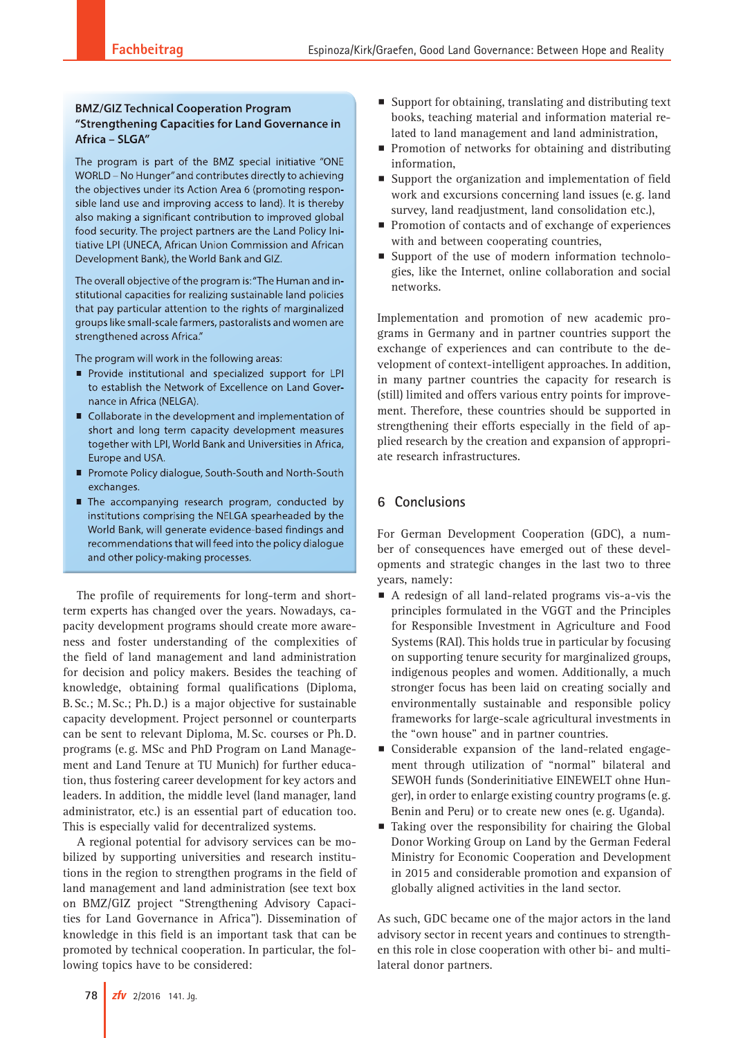**BMZ/GIZ Technical Cooperation Program "Strengthening Capacities for Land Governance in Africa – SLGA"**

The program is part of the BMZ special initiative "ONE WORLD – No Hunger" and contributes directly to achieving the objectives under its Action Area 6 (promoting responsible land use and improving access to land). It is thereby also making a significant contribution to improved global food security. The project partners are the Land Policy Initiative LPI (UNECA, African Union Commission and African Development Bank), the World Bank and GIZ.

The overall objective of the program is: "The Human and institutional capacities for realizing sustainable land policies that pay particular attention to the rights of marginalized groups like small-scale farmers, pastoralists and women are strengthened across Africa."

The program will work in the following areas:

- Provide institutional and specialized support for LPI to establish the Network of Excellence on Land Governance in Africa (NELGA).
- Collaborate in the development and implementation of short and long term capacity development measures together with LPI, World Bank and Universities in Africa, Europe and USA.
- Promote Policy dialogue, South-South and North-South exchanges.
- The accompanying research program, conducted by institutions comprising the NELGA spearheaded by the World Bank, will generate evidence-based findings and recommendations that will feed into the policy dialogue and other policy-making processes.

The profile of requirements for long-term and short-term experts has changed over the years. Nowadays, capacity development programs should create more awareness and foster understanding of the complexities of the field of land management and land administration for decision and policy makers. Besides the teaching of knowledge, obtaining formal qualifications (Diploma, B.Sc.; M.Sc.; Ph.D.) is a major objective for sustainable capacity development. Project personnel or counterparts can be sent to relevant Diploma, M.Sc. courses or Ph.D. programs (e.g. MSc and PhD Program on Land Management and Land Tenure at TU Munich) for further education, thus fostering career development for key actors and leaders. In addition, the middle level (land manager, land administrator, etc.) is an essential part of education too. This is especially valid for decentralized systems.

A regional potential for advisory services can be mobilized by supporting universities and research institutions in the region to strengthen programs in the field of land management and land administration (see text box on BMZ/GIZ project "Strengthening Advisory Capacities for Land Governance in Africa"). Dissemination of knowledge in this field is an important task that can be promoted by technical cooperation. In particular, the following topics have to be considered:

- Support for obtaining, translating and distributing text books, teaching material and information material related to land management and land administration,
- Promotion of networks for obtaining and distributing information,
- Support the organization and implementation of field work and excursions concerning land issues (e.g. land survey, land readjustment, land consolidation etc.),
- Promotion of contacts and of exchange of experiences with and between cooperating countries,
- Support of the use of modern information technologies, like the Internet, online collaboration and social networks.

Implementation and promotion of new academic programs in Germany and in partner countries support the exchange of experiences and can contribute to the development of context-intelligent approaches. In addition, in many partner countries the capacity for research is (still) limited and offers various entry points for improvement. Therefore, these countries should be supported in strengthening their efforts especially in the field of applied research by the creation and expansion of appropriate research infrastructures.

## 6 Conclusions

For German Development Cooperation (GDC), a number of consequences have emerged out of these developments and strategic changes in the last two to three years, namely:

- A redesign of all land-related programs vis-a-vis the principles formulated in the VGGT and the Principles for Responsible Investment in Agriculture and Food Systems (RAI). This holds true in particular by focusing on supporting tenure security for marginalized groups, indigenous peoples and women. Additionally, a much stronger focus has been laid on creating socially and environmentally sustainable and responsible policy frameworks for large-scale agricultural investments in the "own house" and in partner countries.
- Considerable expansion of the land-related engagement through utilization of "normal" bilateral and SEWOH funds (Sonderinitiative EINEWELT ohne Hunger), in order to enlarge existing country programs (e.g. Benin and Peru) or to create new ones (e.g. Uganda).
- Taking over the responsibility for chairing the Global Donor Working Group on Land by the German Federal Ministry for Economic Cooperation and Development in 2015 and considerable promotion and expansion of globally aligned activities in the land sector.

As such, GDC became one of the major actors in the land advisory sector in recent years and continues to strengthen this role in close cooperation with other bi- and multilateral donor partners.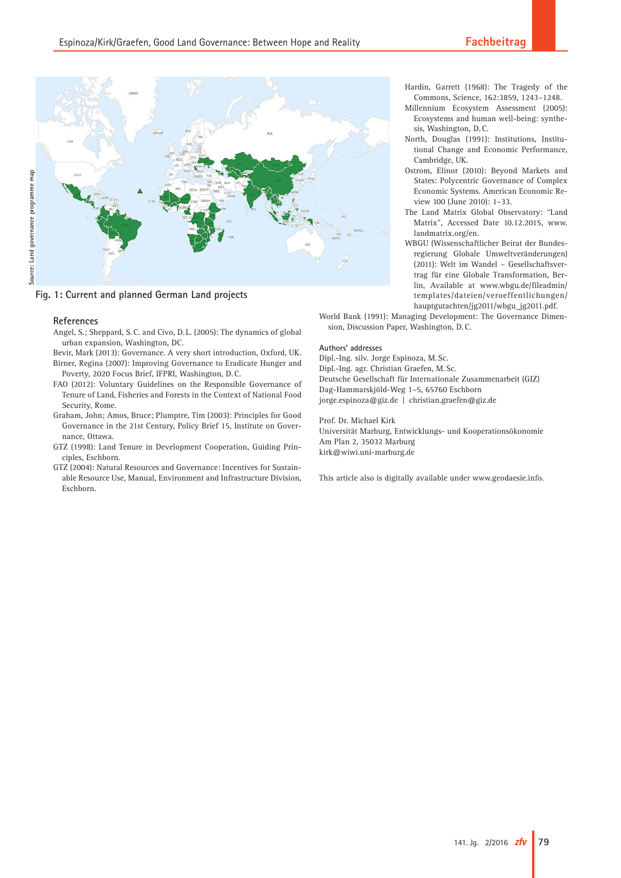Source: Land governance programme map

Fig. 1: Current and planned German Land projects

## References

Angel, S.; Sheppard, S.C. and Civo, D.L. (2005): The dynamics of global urban expansion, Washington, DC.

Bevir, Mark (2013): Governance. A very short introduction, Oxford, UK.

Birner, Regina (2007): Improving Governance to Eradicate Hunger and Poverty, 2020 Focus Brief, IFPRI, Washington, D.C.

FAO (2012): Voluntary Guidelines on the Responsible Governance of Tenure of Land, Fisheries and Forests in the Context of National Food Security, Rome.

Graham, John; Amos, Bruce; Plumptre, Tim (2003): Principles for Good Governance in the 21st Century, Policy Brief 15, Institute on Governance, Ottawa.

GTZ (1998): Land Tenure in Development Cooperation, Guiding Principles, Eschborn.

GTZ (2004): Natural Resources and Governance: Incentives for Sustainable Resource Use, Manual, Environment and Infrastructure Division, Eschborn.

Hardin, Garrett (1968): The Tragedy of the Commons, Science, 162:3859, 1243–1248.

Millennium Ecosystem Assessment (2005): Ecosystems and human well-being: synthesis, Washington, D.C.

North, Douglas (1991): Institutions, Institutional Change and Economic Performance, Cambridge, UK.

Ostrom, Elinor (2010): Beyond Markets and States: Polycentric Governance of Complex Economic Systems. American Economic Review 100 (June 2010): 1–33.

The Land Matrix Global Observatory: "Land Matrix", Accessed Date 10.12.2015, www.landmatrix.org/en.

WBGU (Wissenschaftlicher Beirat der Bundesregierung Globale Umweltveränderungen) (2011): Welt im Wandel – Gesellschaftsvertrag für eine Globale Transformation, Berlin, Available at www.wbgu.de/fileadmin/templates/dateien/veroeffentlichungen/hauptgutachten/jg2011/wbgu_jg2011.pdf.

World Bank (1991): Managing Development: The Governance Dimension, Discussion Paper, Washington, D.C.

### Authors' addresses

Dipl.-Ing. silv. Jorge Espinoza, M.Sc.
Dipl.-Ing. agr. Christian Graefen, M.Sc.
Deutsche Gesellschaft für Internationale Zusammenarbeit (GIZ)
Dag-Hammarskjöld-Weg 1–5, 65760 Eschborn
jorge.espinoza@giz.de | christian.graefen@giz.de

Prof. Dr. Michael Kirk
Universität Marburg, Entwicklungs- und Kooperationsökonomie
Am Plan 2, 35032 Marburg
kirk@wiwi.uni-marburg.de

This article also is digitally available under www.geodaesie.info.